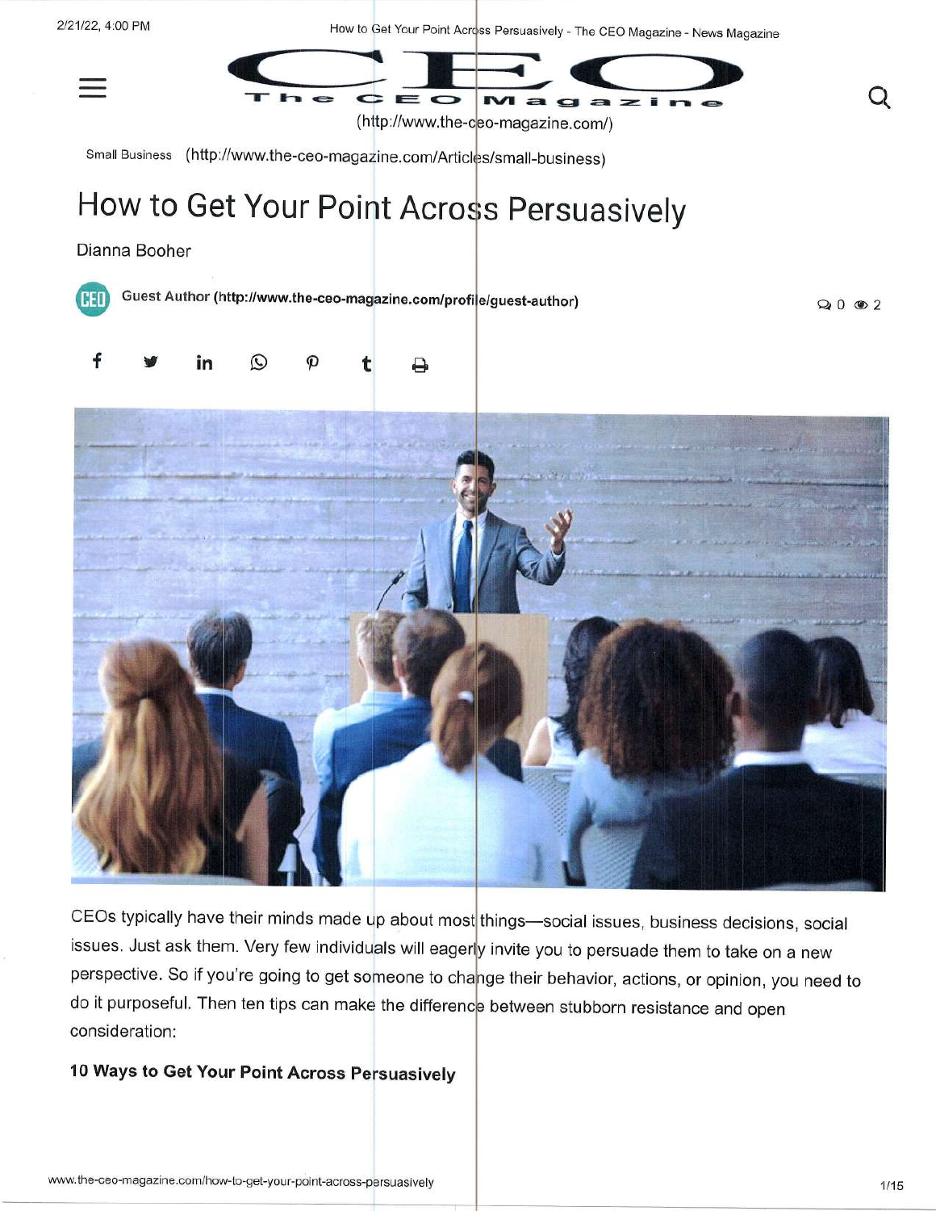The CEO Magazine

(http://www.the-ceo-magazine.com/)

Small Business (http://www.the-ceo-magazine.com/Articles/small-business)

# How to Get Your Point Across Persuasively

Dianna Booher

Guest Author (http://www.the-ceo-magazine.com/profile/guest-author)

CEOs typically have their minds made up about most things—social issues, business decisions, social issues. Just ask them. Very few individuals will eagerly invite you to persuade them to take on a new perspective. So if you're going to get someone to change their behavior, actions, or opinion, you need to do it purposeful. Then ten tips can make the difference between stubborn resistance and open consideration:

**10 Ways to Get Your Point Across Persuasively**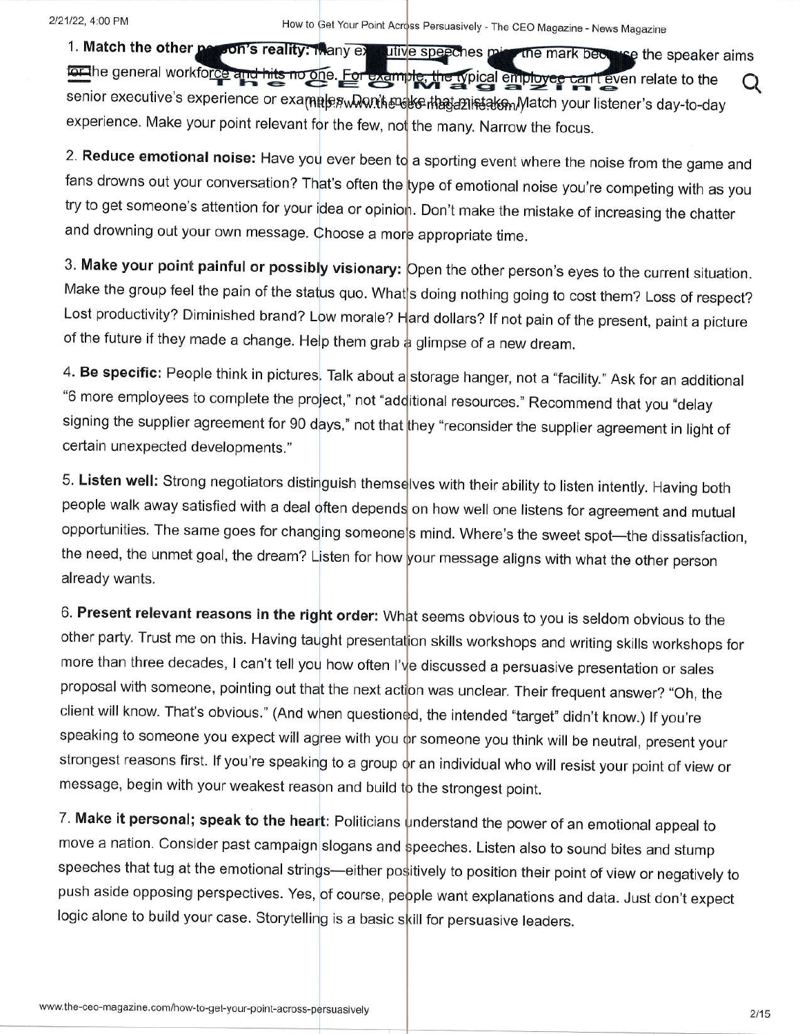1. **Match the other person's reality:** Many executive speeches miss the mark because the speaker aims for the general workforce and hits no one. For example, the typical employee can't even relate to the senior executive's experience or examples. Don't make that mistake. Match your listener's day-to-day experience. Make your point relevant for the few, not the many. Narrow the focus.

2. **Reduce emotional noise:** Have you ever been to a sporting event where the noise from the game and fans drowns out your conversation? That's often the type of emotional noise you're competing with as you try to get someone's attention for your idea or opinion. Don't make the mistake of increasing the chatter and drowning out your own message. Choose a more appropriate time.

3. **Make your point painful or possibly visionary:** Open the other person's eyes to the current situation. Make the group feel the pain of the status quo. What's doing nothing going to cost them? Loss of respect? Lost productivity? Diminished brand? Low morale? Hard dollars? If not pain of the present, paint a picture of the future if they made a change. Help them grab a glimpse of a new dream.

4. **Be specific:** People think in pictures. Talk about a storage hanger, not a "facility." Ask for an additional "6 more employees to complete the project," not "additional resources." Recommend that you "delay signing the supplier agreement for 90 days," not that they "reconsider the supplier agreement in light of certain unexpected developments."

5. **Listen well:** Strong negotiators distinguish themselves with their ability to listen intently. Having both people walk away satisfied with a deal often depends on how well one listens for agreement and mutual opportunities. The same goes for changing someone's mind. Where's the sweet spot—the dissatisfaction, the need, the unmet goal, the dream? Listen for how your message aligns with what the other person already wants.

6. **Present relevant reasons in the right order:** What seems obvious to you is seldom obvious to the other party. Trust me on this. Having taught presentation skills workshops and writing skills workshops for more than three decades, I can't tell you how often I've discussed a persuasive presentation or sales proposal with someone, pointing out that the next action was unclear. Their frequent answer? "Oh, the client will know. That's obvious." (And when questioned, the intended "target" didn't know.) If you're speaking to someone you expect will agree with you or someone you think will be neutral, present your strongest reasons first. If you're speaking to a group or an individual who will resist your point of view or message, begin with your weakest reason and build to the strongest point.

7. **Make it personal; speak to the heart:** Politicians understand the power of an emotional appeal to move a nation. Consider past campaign slogans and speeches. Listen also to sound bites and stump speeches that tug at the emotional strings—either positively to position their point of view or negatively to push aside opposing perspectives. Yes, of course, people want explanations and data. Just don't expect logic alone to build your case. Storytelling is a basic skill for persuasive leaders.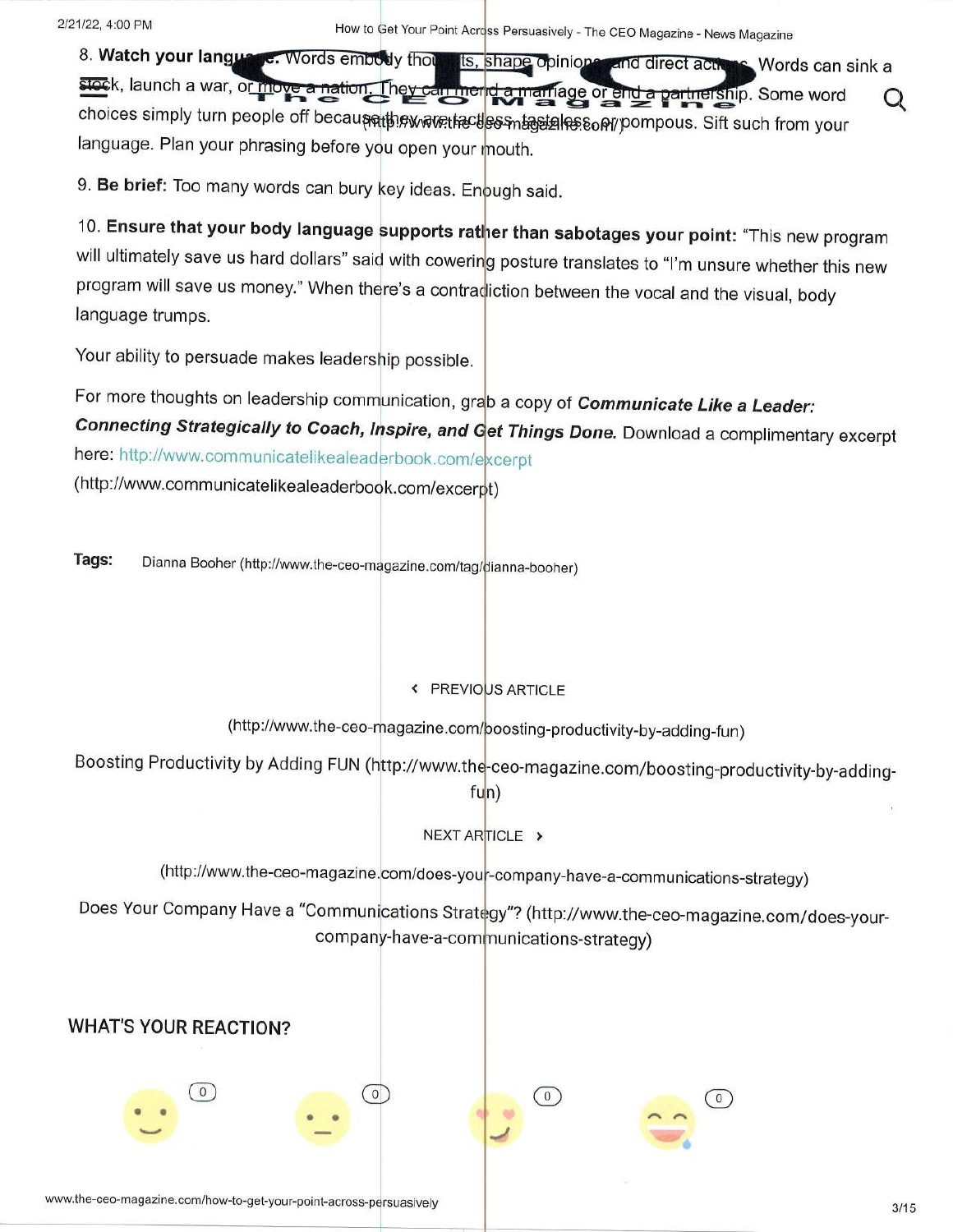8. **Watch your language:** Words embody thoughts, shape opinions, and direct actions. Words can sink a stock, launch a war, or move a nation. They can mend a marriage or end a partnership. Some word choices simply turn people off because they are tactless, tasteless, or pompous. Sift such from your language. Plan your phrasing before you open your mouth.

9. **Be brief:** Too many words can bury key ideas. Enough said.

10. **Ensure that your body language supports rather than sabotages your point:** "This new program will ultimately save us hard dollars" said with cowering posture translates to "I'm unsure whether this new program will save us money." When there's a contradiction between the vocal and the visual, body language trumps.

Your ability to persuade makes leadership possible.

For more thoughts on leadership communication, grab a copy of ***Communicate Like a Leader: Connecting Strategically to Coach, Inspire, and Get Things Done.*** Download a complimentary excerpt here: http://www.communicatelikealeaderbook.com/excerpt (http://www.communicatelikealeaderbook.com/excerpt)

**Tags:** Dianna Booher (http://www.the-ceo-magazine.com/tag/dianna-booher)

‹ PREVIOUS ARTICLE

(http://www.the-ceo-magazine.com/boosting-productivity-by-adding-fun)

Boosting Productivity by Adding FUN (http://www.the-ceo-magazine.com/boosting-productivity-by-adding-fun)

NEXT ARTICLE ›

(http://www.the-ceo-magazine.com/does-your-company-have-a-communications-strategy)

Does Your Company Have a "Communications Strategy"? (http://www.the-ceo-magazine.com/does-your-company-have-a-communications-strategy)

## WHAT'S YOUR REACTION?

0 0 0 0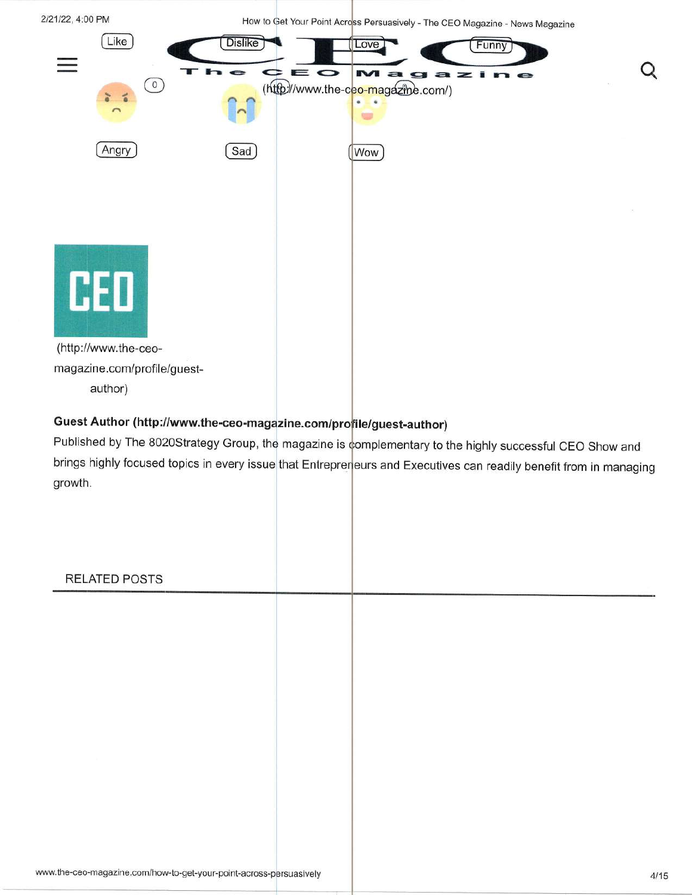Like | Dislike | Love | Funny

(http://www.the-ceo-magazine.com/)

0

Angry | Sad | Wow

(http://www.the-ceo-magazine.com/profile/guest-author)

**Guest Author (http://www.the-ceo-magazine.com/profile/guest-author)**

Published by The 8020Strategy Group, the magazine is complementary to the highly successful CEO Show and brings highly focused topics in every issue that Entrepreneurs and Executives can readily benefit from in managing growth.

RELATED POSTS